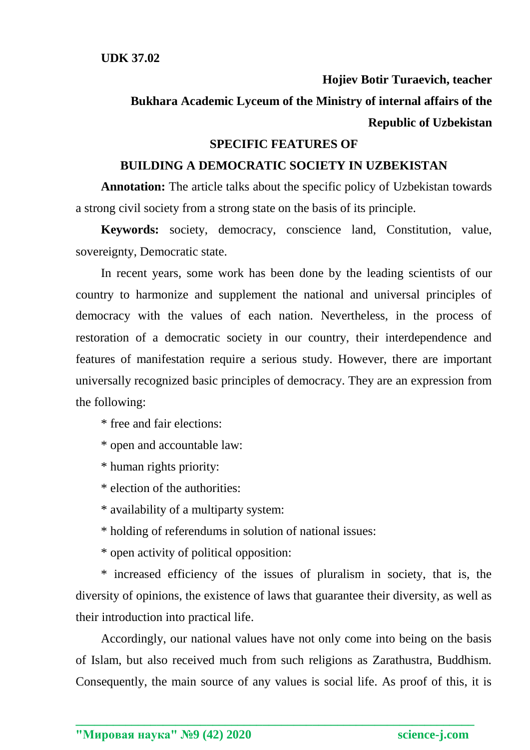**UDK 37.02**

**Hojiev Botir Turaevich, teacher**

**Bukhara Academic Lyceum of the Ministry of internal affairs of the Republic of Uzbekistan**

# SPECIFIC FEATURES OF BUILDING A DEMOCRATIC SOCIETY IN UZBEKISTAN

**Annotation:** The article talks about the specific policy of Uzbekistan towards a strong civil society from a strong state on the basis of its principle.

**Keywords:** society, democracy, conscience land, Constitution, value, sovereignty, Democratic state.

In recent years, some work has been done by the leading scientists of our country to harmonize and supplement the national and universal principles of democracy with the values of each nation. Nevertheless, in the process of restoration of a democratic society in our country, their interdependence and features of manifestation require a serious study. However, there are important universally recognized basic principles of democracy. They are an expression from the following:

* free and fair elections:
* open and accountable law:
* human rights priority:
* election of the authorities:
* availability of a multiparty system:
* holding of referendums in solution of national issues:
* open activity of political opposition:
* increased efficiency of the issues of pluralism in society, that is, the diversity of opinions, the existence of laws that guarantee their diversity, as well as their introduction into practical life.

Accordingly, our national values have not only come into being on the basis of Islam, but also received much from such religions as Zarathustra, Buddhism. Consequently, the main source of any values is social life. As proof of this, it is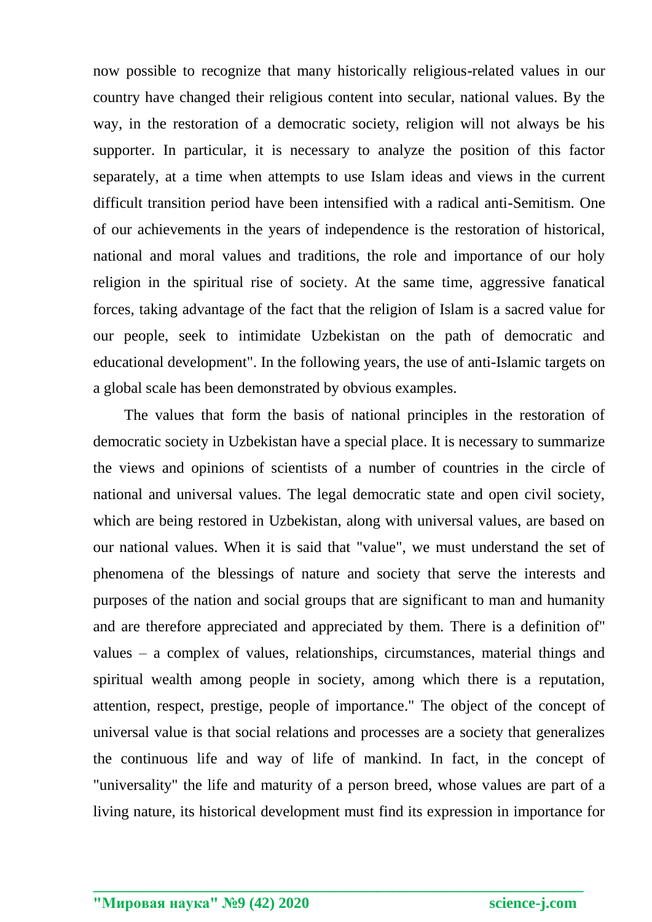now possible to recognize that many historically religious-related values in our country have changed their religious content into secular, national values. By the way, in the restoration of a democratic society, religion will not always be his supporter. In particular, it is necessary to analyze the position of this factor separately, at a time when attempts to use Islam ideas and views in the current difficult transition period have been intensified with a radical anti-Semitism. One of our achievements in the years of independence is the restoration of historical, national and moral values and traditions, the role and importance of our holy religion in the spiritual rise of society. At the same time, aggressive fanatical forces, taking advantage of the fact that the religion of Islam is a sacred value for our people, seek to intimidate Uzbekistan on the path of democratic and educational development". In the following years, the use of anti-Islamic targets on a global scale has been demonstrated by obvious examples.

The values that form the basis of national principles in the restoration of democratic society in Uzbekistan have a special place. It is necessary to summarize the views and opinions of scientists of a number of countries in the circle of national and universal values. The legal democratic state and open civil society, which are being restored in Uzbekistan, along with universal values, are based on our national values. When it is said that "value", we must understand the set of phenomena of the blessings of nature and society that serve the interests and purposes of the nation and social groups that are significant to man and humanity and are therefore appreciated and appreciated by them. There is a definition of" values – a complex of values, relationships, circumstances, material things and spiritual wealth among people in society, among which there is a reputation, attention, respect, prestige, people of importance." The object of the concept of universal value is that social relations and processes are a society that generalizes the continuous life and way of life of mankind. In fact, in the concept of "universality" the life and maturity of a person breed, whose values are part of a living nature, its historical development must find its expression in importance for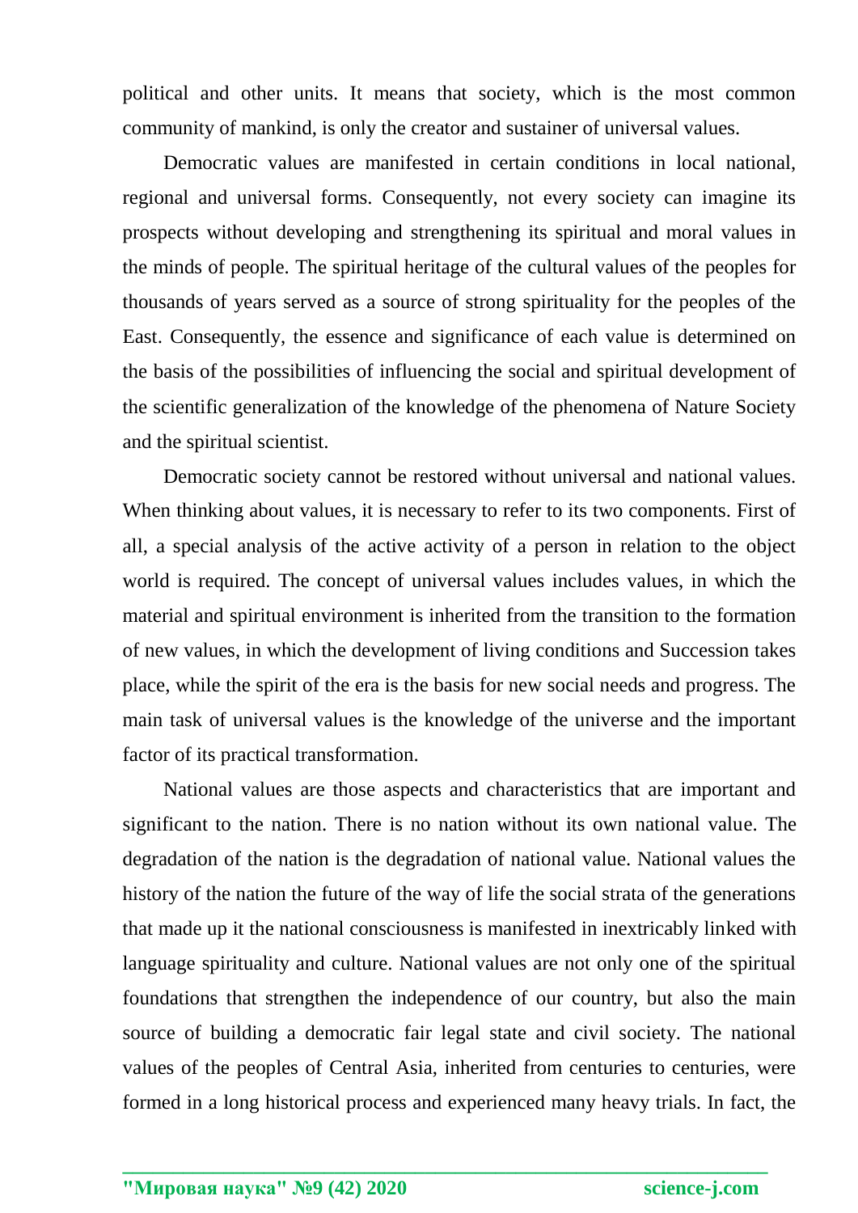political and other units. It means that society, which is the most common community of mankind, is only the creator and sustainer of universal values.

Democratic values are manifested in certain conditions in local national, regional and universal forms. Consequently, not every society can imagine its prospects without developing and strengthening its spiritual and moral values in the minds of people. The spiritual heritage of the cultural values of the peoples for thousands of years served as a source of strong spirituality for the peoples of the East. Consequently, the essence and significance of each value is determined on the basis of the possibilities of influencing the social and spiritual development of the scientific generalization of the knowledge of the phenomena of Nature Society and the spiritual scientist.

Democratic society cannot be restored without universal and national values. When thinking about values, it is necessary to refer to its two components. First of all, a special analysis of the active activity of a person in relation to the object world is required. The concept of universal values includes values, in which the material and spiritual environment is inherited from the transition to the formation of new values, in which the development of living conditions and Succession takes place, while the spirit of the era is the basis for new social needs and progress. The main task of universal values is the knowledge of the universe and the important factor of its practical transformation.

National values are those aspects and characteristics that are important and significant to the nation. There is no nation without its own national value. The degradation of the nation is the degradation of national value. National values the history of the nation the future of the way of life the social strata of the generations that made up it the national consciousness is manifested in inextricably linked with language spirituality and culture. National values are not only one of the spiritual foundations that strengthen the independence of our country, but also the main source of building a democratic fair legal state and civil society. The national values of the peoples of Central Asia, inherited from centuries to centuries, were formed in a long historical process and experienced many heavy trials. In fact, the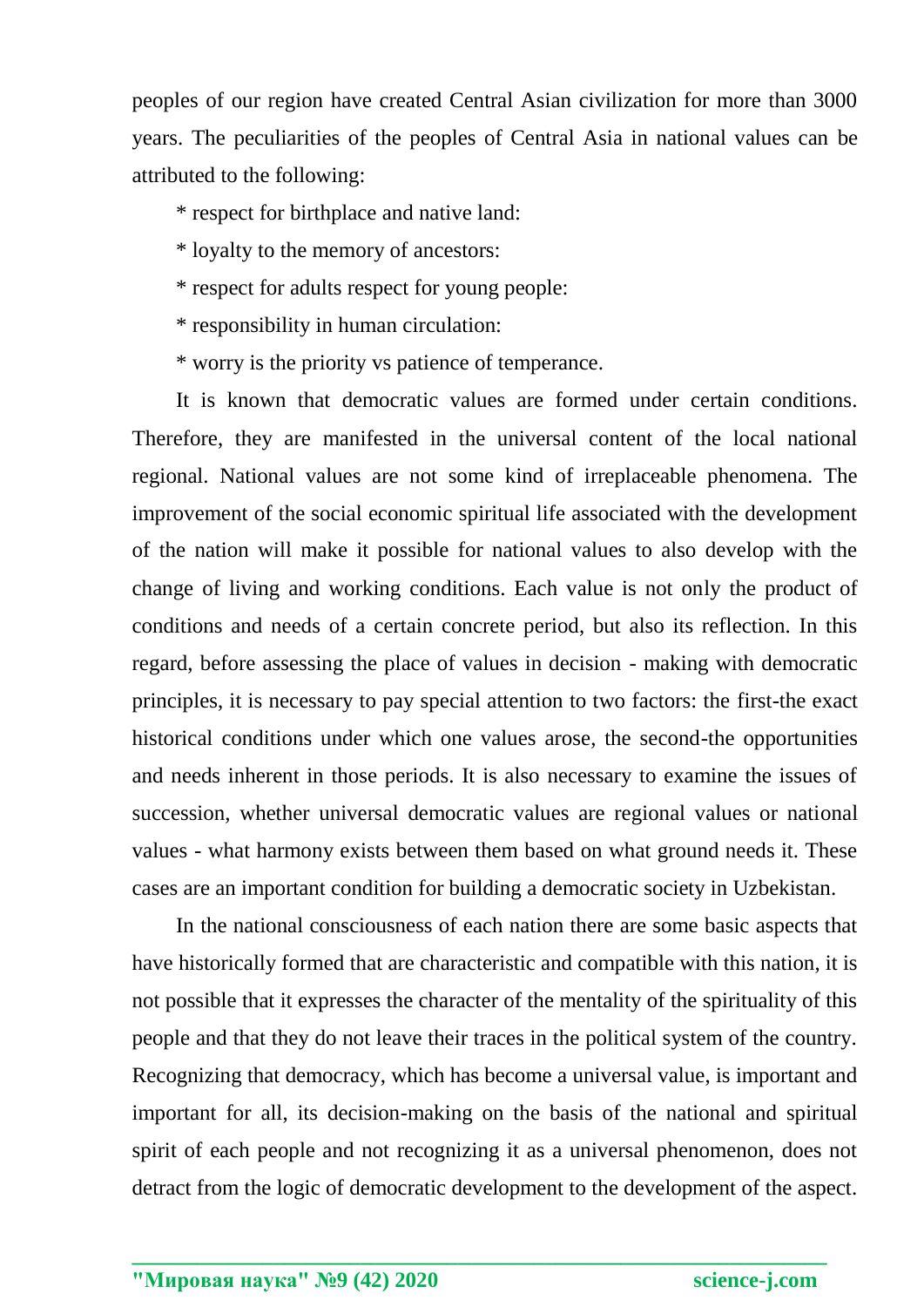peoples of our region have created Central Asian civilization for more than 3000 years. The peculiarities of the peoples of Central Asia in national values can be attributed to the following:

* respect for birthplace and native land:

* loyalty to the memory of ancestors:

* respect for adults respect for young people:

* responsibility in human circulation:

* worry is the priority vs patience of temperance.

It is known that democratic values are formed under certain conditions. Therefore, they are manifested in the universal content of the local national regional. National values are not some kind of irreplaceable phenomena. The improvement of the social economic spiritual life associated with the development of the nation will make it possible for national values to also develop with the change of living and working conditions. Each value is not only the product of conditions and needs of a certain concrete period, but also its reflection. In this regard, before assessing the place of values in decision - making with democratic principles, it is necessary to pay special attention to two factors: the first-the exact historical conditions under which one values arose, the second-the opportunities and needs inherent in those periods. It is also necessary to examine the issues of succession, whether universal democratic values are regional values or national values - what harmony exists between them based on what ground needs it. These cases are an important condition for building a democratic society in Uzbekistan.

In the national consciousness of each nation there are some basic aspects that have historically formed that are characteristic and compatible with this nation, it is not possible that it expresses the character of the mentality of the spirituality of this people and that they do not leave their traces in the political system of the country. Recognizing that democracy, which has become a universal value, is important and important for all, its decision-making on the basis of the national and spiritual spirit of each people and not recognizing it as a universal phenomenon, does not detract from the logic of democratic development to the development of the aspect.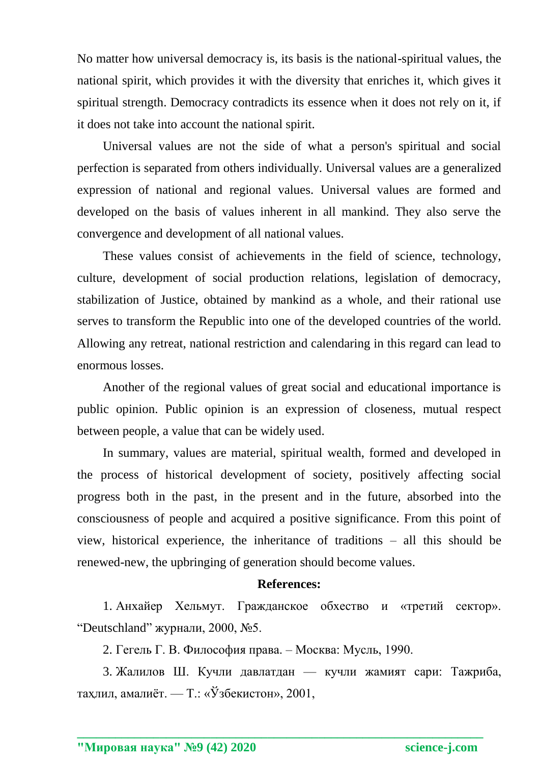No matter how universal democracy is, its basis is the national-spiritual values, the national spirit, which provides it with the diversity that enriches it, which gives it spiritual strength. Democracy contradicts its essence when it does not rely on it, if it does not take into account the national spirit.

Universal values are not the side of what a person's spiritual and social perfection is separated from others individually. Universal values are a generalized expression of national and regional values. Universal values are formed and developed on the basis of values inherent in all mankind. They also serve the convergence and development of all national values.

These values consist of achievements in the field of science, technology, culture, development of social production relations, legislation of democracy, stabilization of Justice, obtained by mankind as a whole, and their rational use serves to transform the Republic into one of the developed countries of the world. Allowing any retreat, national restriction and calendaring in this regard can lead to enormous losses.

Another of the regional values of great social and educational importance is public opinion. Public opinion is an expression of closeness, mutual respect between people, a value that can be widely used.

In summary, values are material, spiritual wealth, formed and developed in the process of historical development of society, positively affecting social progress both in the past, in the present and in the future, absorbed into the consciousness of people and acquired a positive significance. From this point of view, historical experience, the inheritance of traditions – all this should be renewed-new, the upbringing of generation should become values.

**References:**

1. Анхайер Хельмут. Гражданское обхество и «третий сектор». “Deutschland” журнали, 2000, №5.
2. Гегель Г. В. Философия права. – Москва: Мусль, 1990.
3. Жалилов Ш. Кучли давлатдан — кучли жамият сари: Тажриба, таҳлил, амалиёт. — Т.: «Ўзбекистон», 2001,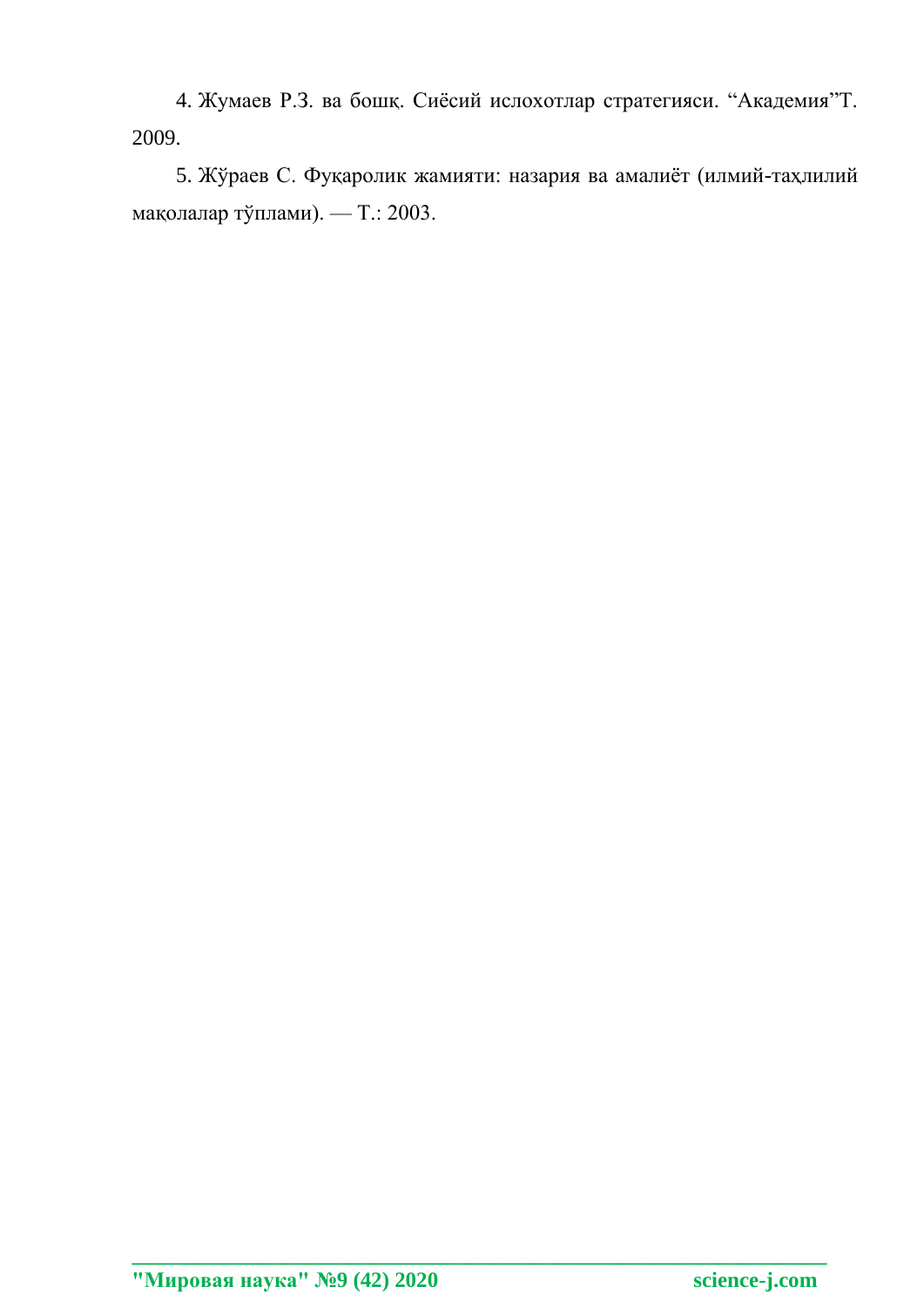4. Жумаев Р.З. ва бошқ. Сиёсий ислохотлар стратегияси. “Академия”Т. 2009.

5. Жўраев С. Фуқаролик жамияти: назария ва амалиёт (илмий-таҳлилий мақолалар тўплами). — Т.: 2003.